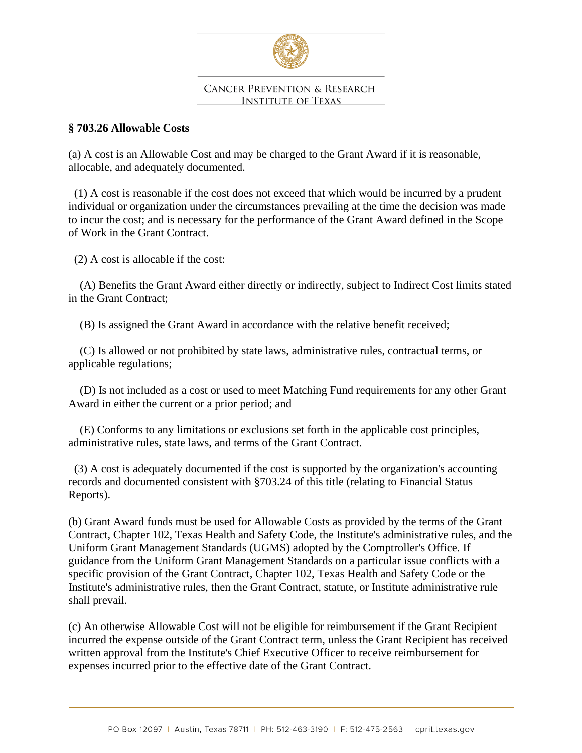CANCER PREVENTION & RESEARCH INSTITUTE OF TEXAS

## § 703.26 Allowable Costs

(a) A cost is an Allowable Cost and may be charged to the Grant Award if it is reasonable, allocable, and adequately documented.

(1) A cost is reasonable if the cost does not exceed that which would be incurred by a prudent individual or organization under the circumstances prevailing at the time the decision was made to incur the cost; and is necessary for the performance of the Grant Award defined in the Scope of Work in the Grant Contract.

(2) A cost is allocable if the cost:

(A) Benefits the Grant Award either directly or indirectly, subject to Indirect Cost limits stated in the Grant Contract;

(B) Is assigned the Grant Award in accordance with the relative benefit received;

(C) Is allowed or not prohibited by state laws, administrative rules, contractual terms, or applicable regulations;

(D) Is not included as a cost or used to meet Matching Fund requirements for any other Grant Award in either the current or a prior period; and

(E) Conforms to any limitations or exclusions set forth in the applicable cost principles, administrative rules, state laws, and terms of the Grant Contract.

(3) A cost is adequately documented if the cost is supported by the organization's accounting records and documented consistent with §703.24 of this title (relating to Financial Status Reports).

(b) Grant Award funds must be used for Allowable Costs as provided by the terms of the Grant Contract, Chapter 102, Texas Health and Safety Code, the Institute's administrative rules, and the Uniform Grant Management Standards (UGMS) adopted by the Comptroller's Office. If guidance from the Uniform Grant Management Standards on a particular issue conflicts with a specific provision of the Grant Contract, Chapter 102, Texas Health and Safety Code or the Institute's administrative rules, then the Grant Contract, statute, or Institute administrative rule shall prevail.

(c) An otherwise Allowable Cost will not be eligible for reimbursement if the Grant Recipient incurred the expense outside of the Grant Contract term, unless the Grant Recipient has received written approval from the Institute's Chief Executive Officer to receive reimbursement for expenses incurred prior to the effective date of the Grant Contract.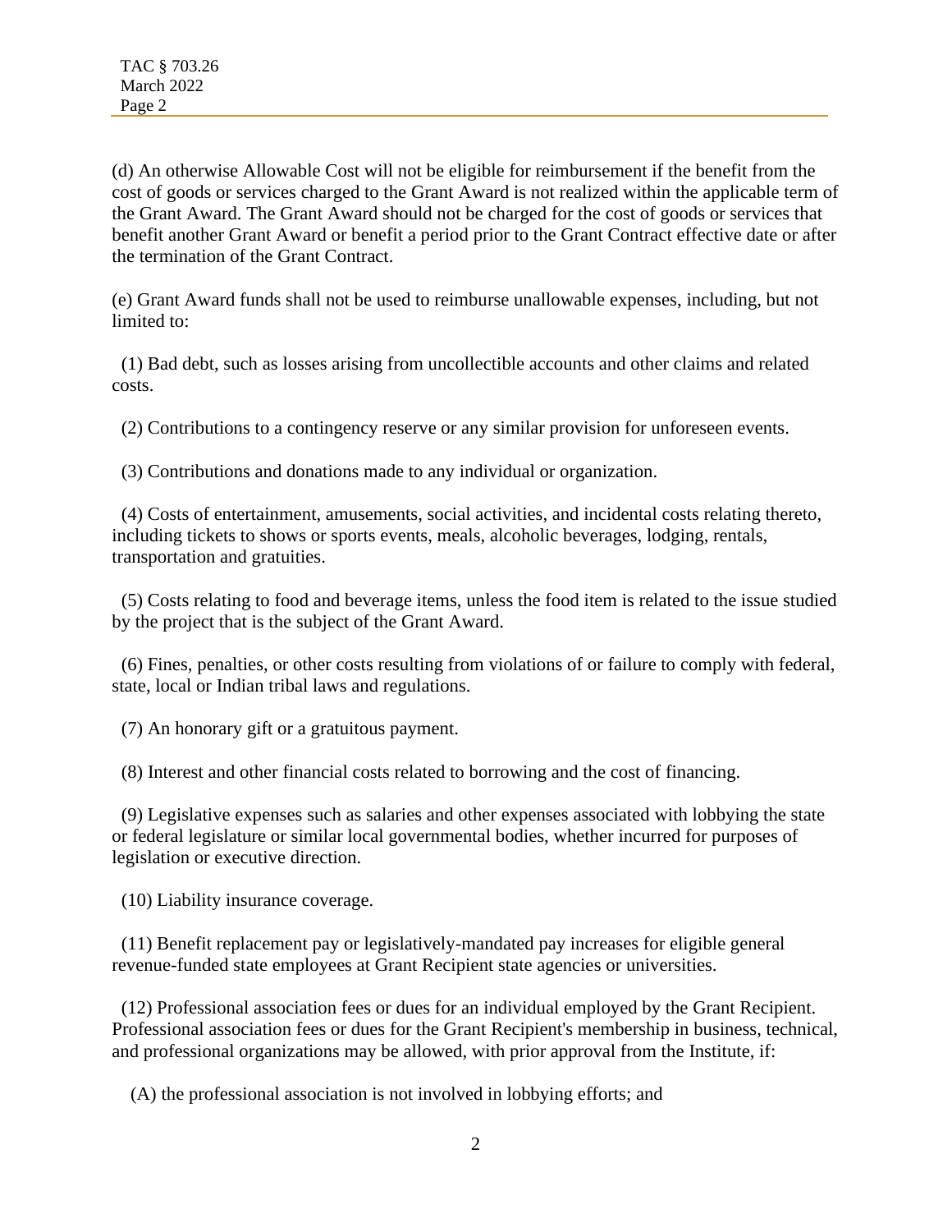(d) An otherwise Allowable Cost will not be eligible for reimbursement if the benefit from the cost of goods or services charged to the Grant Award is not realized within the applicable term of the Grant Award. The Grant Award should not be charged for the cost of goods or services that benefit another Grant Award or benefit a period prior to the Grant Contract effective date or after the termination of the Grant Contract.

(e) Grant Award funds shall not be used to reimburse unallowable expenses, including, but not limited to:

(1) Bad debt, such as losses arising from uncollectible accounts and other claims and related costs.

(2) Contributions to a contingency reserve or any similar provision for unforeseen events.

(3) Contributions and donations made to any individual or organization.

(4) Costs of entertainment, amusements, social activities, and incidental costs relating thereto, including tickets to shows or sports events, meals, alcoholic beverages, lodging, rentals, transportation and gratuities.

(5) Costs relating to food and beverage items, unless the food item is related to the issue studied by the project that is the subject of the Grant Award.

(6) Fines, penalties, or other costs resulting from violations of or failure to comply with federal, state, local or Indian tribal laws and regulations.

(7) An honorary gift or a gratuitous payment.

(8) Interest and other financial costs related to borrowing and the cost of financing.

(9) Legislative expenses such as salaries and other expenses associated with lobbying the state or federal legislature or similar local governmental bodies, whether incurred for purposes of legislation or executive direction.

(10) Liability insurance coverage.

(11) Benefit replacement pay or legislatively-mandated pay increases for eligible general revenue-funded state employees at Grant Recipient state agencies or universities.

(12) Professional association fees or dues for an individual employed by the Grant Recipient. Professional association fees or dues for the Grant Recipient's membership in business, technical, and professional organizations may be allowed, with prior approval from the Institute, if:

(A) the professional association is not involved in lobbying efforts; and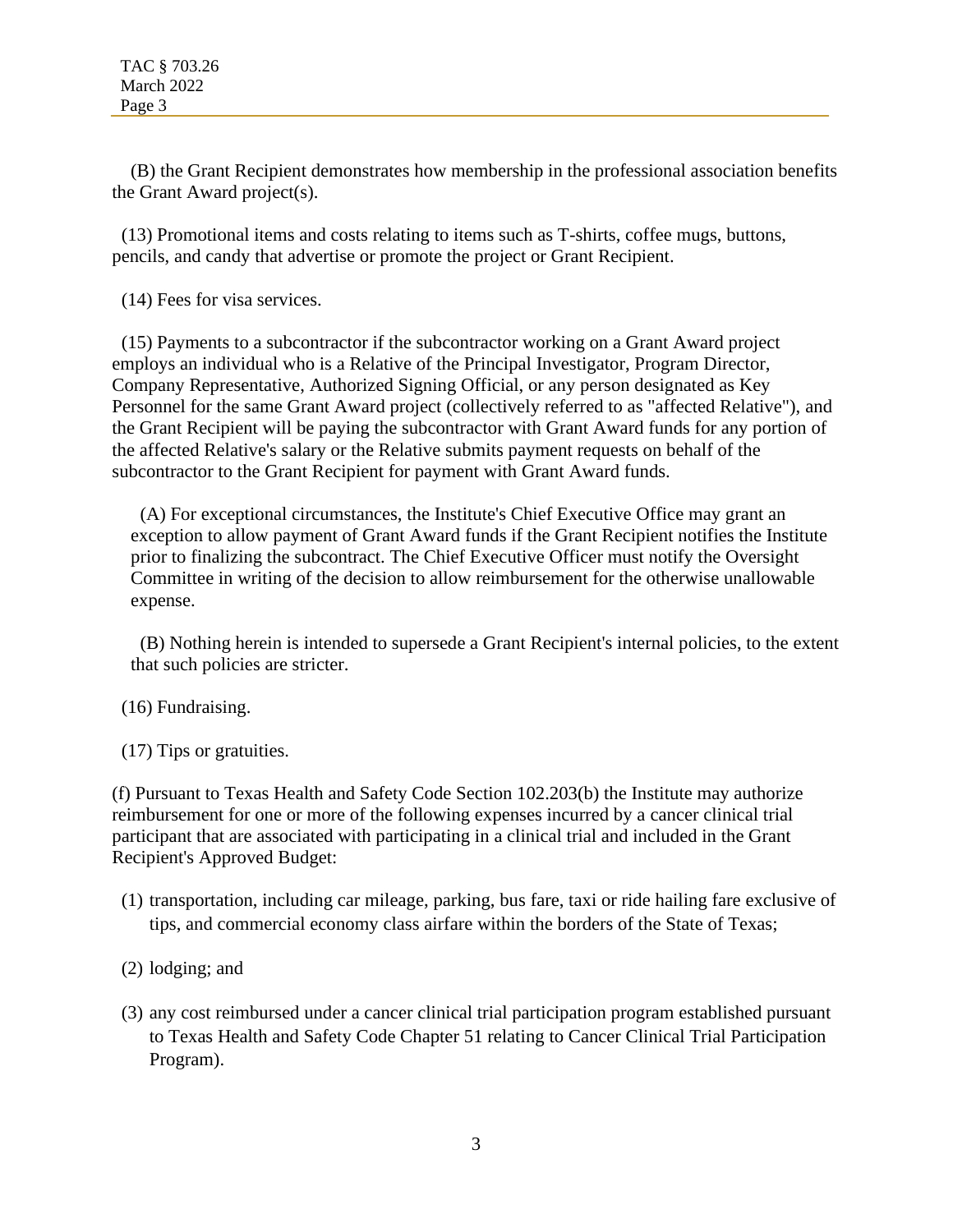(B) the Grant Recipient demonstrates how membership in the professional association benefits the Grant Award project(s).

(13) Promotional items and costs relating to items such as T-shirts, coffee mugs, buttons, pencils, and candy that advertise or promote the project or Grant Recipient.

(14) Fees for visa services.

(15) Payments to a subcontractor if the subcontractor working on a Grant Award project employs an individual who is a Relative of the Principal Investigator, Program Director, Company Representative, Authorized Signing Official, or any person designated as Key Personnel for the same Grant Award project (collectively referred to as "affected Relative"), and the Grant Recipient will be paying the subcontractor with Grant Award funds for any portion of the affected Relative's salary or the Relative submits payment requests on behalf of the subcontractor to the Grant Recipient for payment with Grant Award funds.

(A) For exceptional circumstances, the Institute's Chief Executive Office may grant an exception to allow payment of Grant Award funds if the Grant Recipient notifies the Institute prior to finalizing the subcontract. The Chief Executive Officer must notify the Oversight Committee in writing of the decision to allow reimbursement for the otherwise unallowable expense.

(B) Nothing herein is intended to supersede a Grant Recipient's internal policies, to the extent that such policies are stricter.

(16) Fundraising.

(17) Tips or gratuities.

(f) Pursuant to Texas Health and Safety Code Section 102.203(b) the Institute may authorize reimbursement for one or more of the following expenses incurred by a cancer clinical trial participant that are associated with participating in a clinical trial and included in the Grant Recipient's Approved Budget:

(1) transportation, including car mileage, parking, bus fare, taxi or ride hailing fare exclusive of tips, and commercial economy class airfare within the borders of the State of Texas;

(2) lodging; and

(3) any cost reimbursed under a cancer clinical trial participation program established pursuant to Texas Health and Safety Code Chapter 51 relating to Cancer Clinical Trial Participation Program).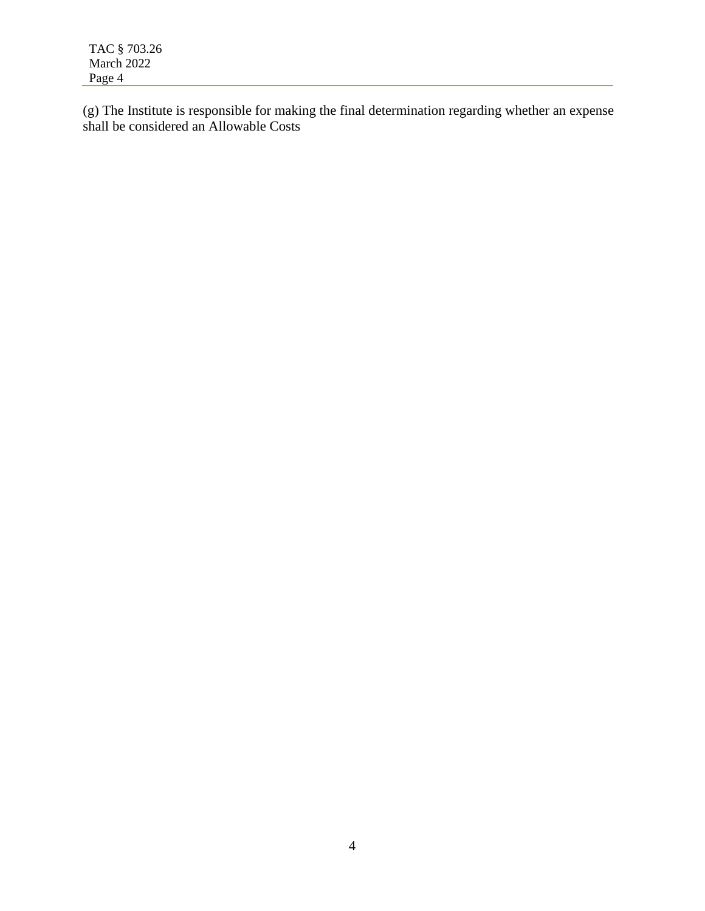(g) The Institute is responsible for making the final determination regarding whether an expense shall be considered an Allowable Costs